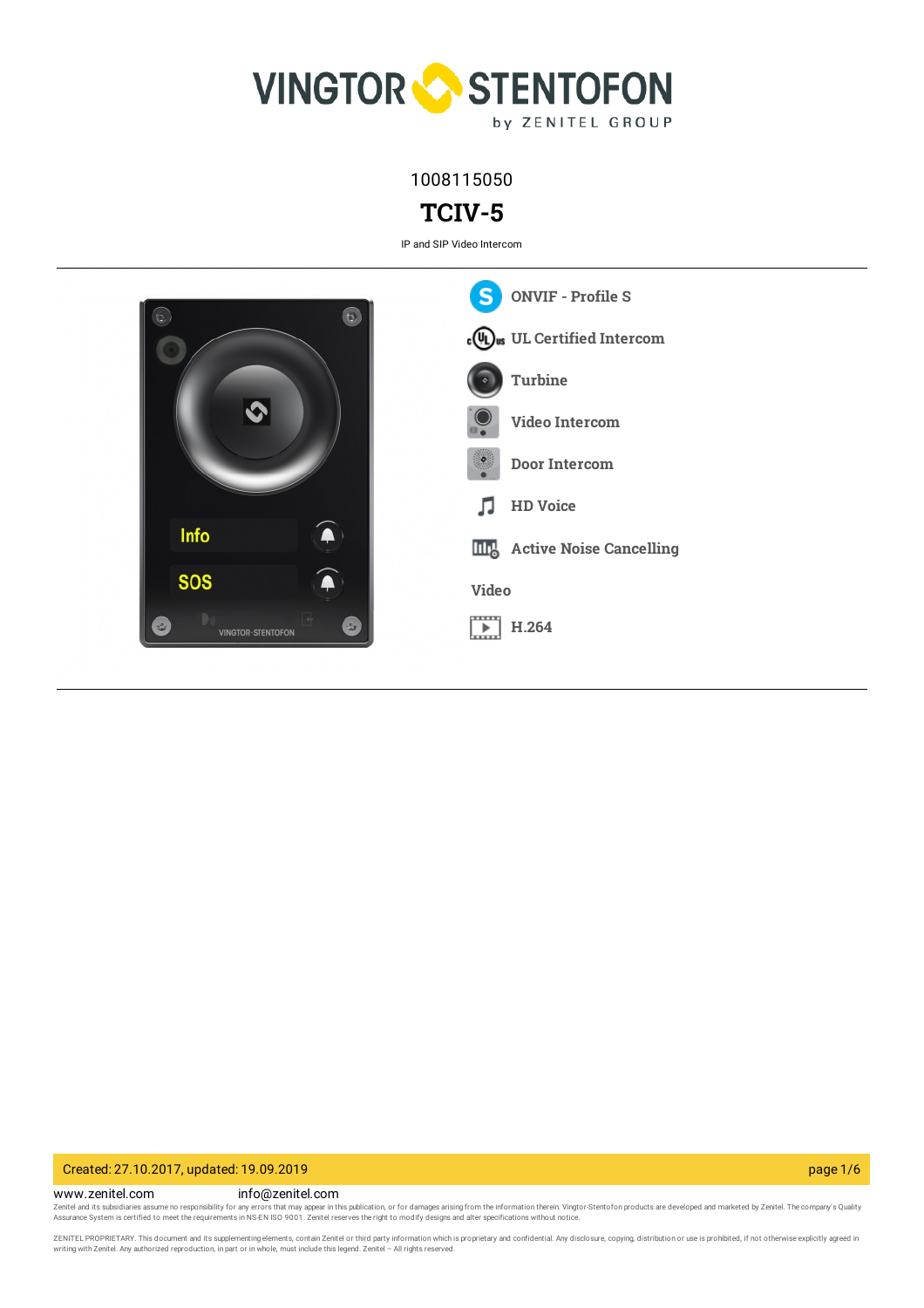1008115050

# TCIV-5

IP and SIP Video Intercom

- ONVIF - Profile S
- UL Certified Intercom
- Turbine
- Video Intercom
- Door Intercom
- HD Voice
- Active Noise Cancelling

**Video**

- H.264

Created: 27.10.2017, updated: 19.09.2019

www.zenitel.com info@zenitel.com

Zenitel and its subsidiaries assume no responsibility for any errors that may appear in this publication, or for damages arising from the information therein. Vingtor-Stentofon products are developed and marketed by Zenitel. The company's Quality Assurance System is certified to meet the requirements in NS-EN ISO 9001. Zenitel reserves the right to modify designs and alter specifications without notice.

ZENITEL PROPRIETARY. This document and its supplementing elements, contain Zenitel or third party information which is proprietary and confidential. Any disclosure, copying, distribution or use is prohibited, if not otherwise explicitly agreed in writing with Zenitel. Any authorized reproduction, in part or in whole, must include this legend. Zenitel – All rights reserved.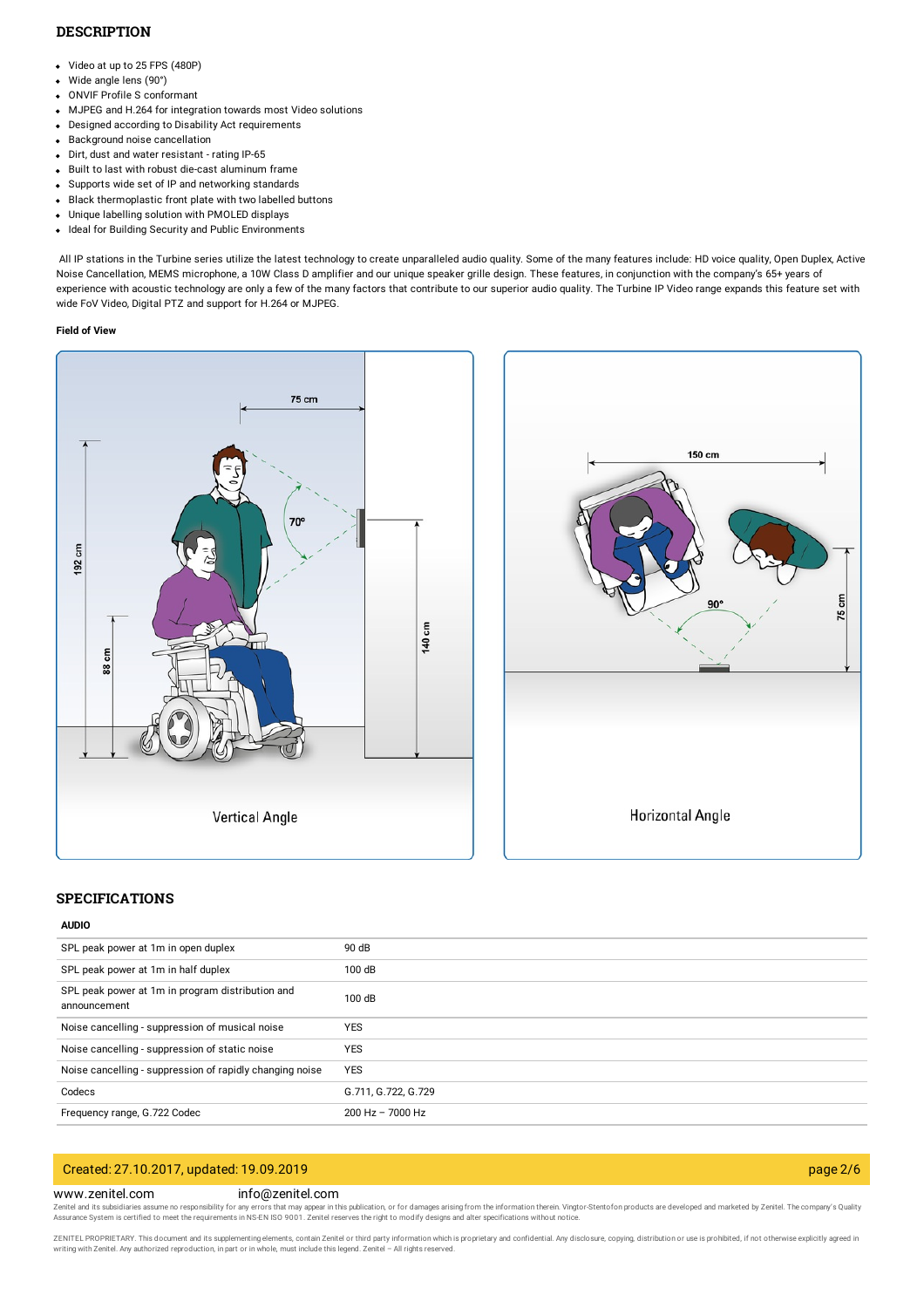## DESCRIPTION

- Video at up to 25 FPS (480P)
- Wide angle lens (90°)
- ONVIF Profile S conformant
- MJPEG and H.264 for integration towards most Video solutions
- Designed according to Disability Act requirements
- Background noise cancellation
- Dirt, dust and water resistant - rating IP-65
- Built to last with robust die-cast aluminum frame
- Supports wide set of IP and networking standards
- Black thermoplastic front plate with two labelled buttons
- Unique labelling solution with PMOLED displays
- Ideal for Building Security and Public Environments

All IP stations in the Turbine series utilize the latest technology to create unparalleled audio quality. Some of the many features include: HD voice quality, Open Duplex, Active Noise Cancellation, MEMS microphone, a 10W Class D amplifier and our unique speaker grille design. These features, in conjunction with the company's 65+ years of experience with acoustic technology are only a few of the many factors that contribute to our superior audio quality. The Turbine IP Video range expands this feature set with wide FoV Video, Digital PTZ and support for H.264 or MJPEG.

**Field of View**

75 cm
70°
192 cm
88 cm
140 cm

Vertical Angle

150 cm
90°
75 cm

Horizontal Angle

## SPECIFICATIONS

**AUDIO**

| | |
|---|---|
| SPL peak power at 1m in open duplex | 90 dB |
| SPL peak power at 1m in half duplex | 100 dB |
| SPL peak power at 1m in program distribution and announcement | 100 dB |
| Noise cancelling - suppression of musical noise | YES |
| Noise cancelling - suppression of static noise | YES |
| Noise cancelling - suppression of rapidly changing noise | YES |
| Codecs | G.711, G.722, G.729 |
| Frequency range, G.722 Codec | 200 Hz – 7000 Hz |

Created: 27.10.2017, updated: 19.09.2019

www.zenitel.com info@zenitel.com

Zenitel and its subsidiaries assume no responsibility for any errors that may appear in this publication, or for damages arising from the information therein. Vingtor-Stentofon products are developed and marketed by Zenitel. The company's Quality Assurance System is certified to meet the requirements in NS-EN ISO 9001. Zenitel reserves the right to modify designs and alter specifications without notice.

ZENITEL PROPRIETARY. This document and its supplementing elements, contain Zenitel or third party information which is proprietary and confidential. Any disclosure, copying, distribution or use is prohibited, if not otherwise explicitly agreed in writing with Zenitel. Any authorized reproduction, in part or in whole, must include this legend. Zenitel – All rights reserved.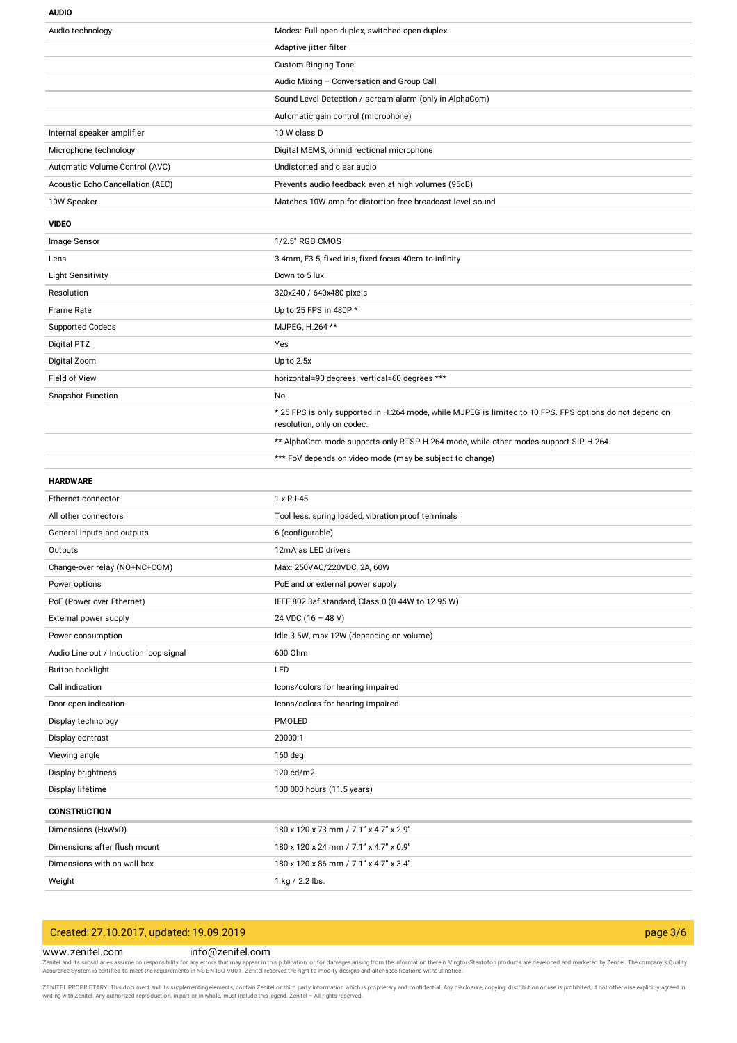### AUDIO

| | |
|---|---|
| Audio technology | Modes: Full open duplex, switched open duplex |
| | Adaptive jitter filter |
| | Custom Ringing Tone |
| | Audio Mixing – Conversation and Group Call |
| | Sound Level Detection / scream alarm (only in AlphaCom) |
| | Automatic gain control (microphone) |
| Internal speaker amplifier | 10 W class D |
| Microphone technology | Digital MEMS, omnidirectional microphone |
| Automatic Volume Control (AVC) | Undistorted and clear audio |
| Acoustic Echo Cancellation (AEC) | Prevents audio feedback even at high volumes (95dB) |
| 10W Speaker | Matches 10W amp for distortion-free broadcast level sound |

### VIDEO

| | |
|---|---|
| Image Sensor | 1/2.5" RGB CMOS |
| Lens | 3.4mm, F3.5, fixed iris, fixed focus 40cm to infinity |
| Light Sensitivity | Down to 5 lux |
| Resolution | 320x240 / 640x480 pixels |
| Frame Rate | Up to 25 FPS in 480P * |
| Supported Codecs | MJPEG, H.264 ** |
| Digital PTZ | Yes |
| Digital Zoom | Up to 2.5x |
| Field of View | horizontal=90 degrees, vertical=60 degrees *** |
| Snapshot Function | No |
| | * 25 FPS is only supported in H.264 mode, while MJPEG is limited to 10 FPS. FPS options do not depend on resolution, only on codec. |
| | ** AlphaCom mode supports only RTSP H.264 mode, while other modes support SIP H.264. |
| | *** FoV depends on video mode (may be subject to change) |

### HARDWARE

| | |
|---|---|
| Ethernet connector | 1 x RJ-45 |
| All other connectors | Tool less, spring loaded, vibration proof terminals |
| General inputs and outputs | 6 (configurable) |
| Outputs | 12mA as LED drivers |
| Change-over relay (NO+NC+COM) | Max: 250VAC/220VDC, 2A, 60W |
| Power options | PoE and or external power supply |
| PoE (Power over Ethernet) | IEEE 802.3af standard, Class 0 (0.44W to 12.95 W) |
| External power supply | 24 VDC (16 – 48 V) |
| Power consumption | Idle 3.5W, max 12W (depending on volume) |
| Audio Line out / Induction loop signal | 600 Ohm |
| Button backlight | LED |
| Call indication | Icons/colors for hearing impaired |
| Door open indication | Icons/colors for hearing impaired |
| Display technology | PMOLED |
| Display contrast | 20000:1 |
| Viewing angle | 160 deg |
| Display brightness | 120 cd/m2 |
| Display lifetime | 100 000 hours (11.5 years) |

### CONSTRUCTION

| | |
|---|---|
| Dimensions (HxWxD) | 180 x 120 x 73 mm / 7.1" x 4.7" x 2.9" |
| Dimensions after flush mount | 180 x 120 x 24 mm / 7.1" x 4.7" x 0.9" |
| Dimensions with on wall box | 180 x 120 x 86 mm / 7.1" x 4.7" x 3.4" |
| Weight | 1 kg / 2.2 lbs. |

Created: 27.10.2017, updated: 19.09.2019

www.zenitel.com info@zenitel.com

Zenitel and its subsidiaries assume no responsibility for any errors that may appear in this publication, or for damages arising from the information therein. Vingtor-Stentofon products are developed and marketed by Zenitel. The company's Quality Assurance System is certified to meet the requirements in NS-EN ISO 9001. Zenitel reserves the right to modify designs and alter specifications without notice.

ZENITEL PROPRIETARY. This document and its supplementing elements, contain Zenitel or third party information which is proprietary and confidential. Any disclosure, copying, distribution or use is prohibited, if not otherwise explicitly agreed in writing with Zenitel. Any authorized reproduction, in part or in whole, must include this legend. Zenitel – All rights reserved.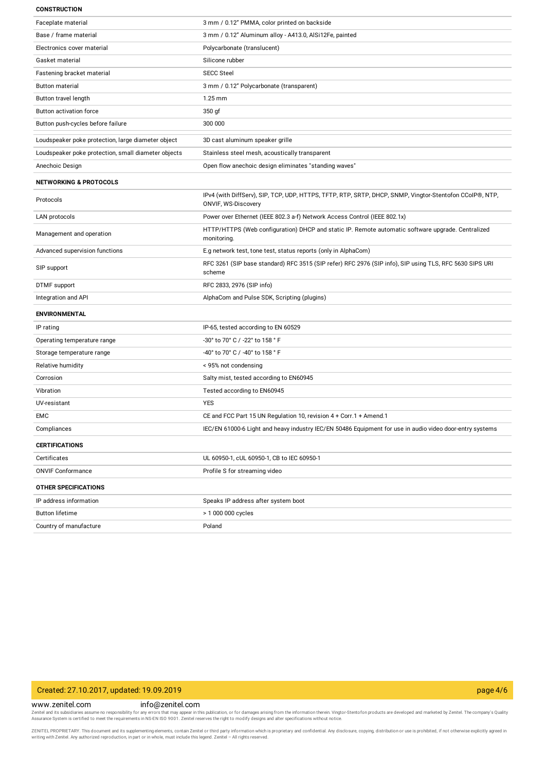## CONSTRUCTION

| | |
|---|---|
| Faceplate material | 3 mm / 0.12" PMMA, color printed on backside |
| Base / frame material | 3 mm / 0.12" Aluminum alloy - A413.0, AlSi12Fe, painted |
| Electronics cover material | Polycarbonate (translucent) |
| Gasket material | Silicone rubber |
| Fastening bracket material | SECC Steel |
| Button material | 3 mm / 0.12" Polycarbonate (transparent) |
| Button travel length | 1.25 mm |
| Button activation force | 350 gf |
| Button push-cycles before failure | 300 000 |
| Loudspeaker poke protection, large diameter object | 3D cast aluminum speaker grille |
| Loudspeaker poke protection, small diameter objects | Stainless steel mesh, acoustically transparent |
| Anechoic Design | Open flow anechoic design eliminates "standing waves" |

## NETWORKING & PROTOCOLS

| | |
|---|---|
| Protocols | IPv4 (with DiffServ), SIP, TCP, UDP, HTTPS, TFTP, RTP, SRTP, DHCP, SNMP, Vingtor-Stentofon CCoIP®, NTP, ONVIF, WS-Discovery |
| LAN protocols | Power over Ethernet (IEEE 802.3 a-f) Network Access Control (IEEE 802.1x) |
| Management and operation | HTTP/HTTPS (Web configuration) DHCP and static IP. Remote automatic software upgrade. Centralized monitoring. |
| Advanced supervision functions | E.g network test, tone test, status reports (only in AlphaCom) |
| SIP support | RFC 3261 (SIP base standard) RFC 3515 (SIP refer) RFC 2976 (SIP info), SIP using TLS, RFC 5630 SIPS URI scheme |
| DTMF support | RFC 2833, 2976 (SIP info) |
| Integration and API | AlphaCom and Pulse SDK, Scripting (plugins) |

## ENVIRONMENTAL

| | |
|---|---|
| IP rating | IP-65, tested according to EN 60529 |
| Operating temperature range | -30° to 70° C / -22° to 158 ° F |
| Storage temperature range | -40° to 70° C / -40° to 158 ° F |
| Relative humidity | < 95% not condensing |
| Corrosion | Salty mist, tested according to EN60945 |
| Vibration | Tested according to EN60945 |
| UV-resistant | YES |
| EMC | CE and FCC Part 15 UN Regulation 10, revision 4 + Corr.1 + Amend.1 |
| Compliances | IEC/EN 61000-6 Light and heavy industry IEC/EN 50486 Equipment for use in audio video door-entry systems |

## CERTIFICATIONS

| | |
|---|---|
| Certificates | UL 60950-1, cUL 60950-1, CB to IEC 60950-1 |
| ONVIF Conformance | Profile S for streaming video |

## OTHER SPECIFICATIONS

| | |
|---|---|
| IP address information | Speaks IP address after system boot |
| Button lifetime | > 1 000 000 cycles |
| Country of manufacture | Poland |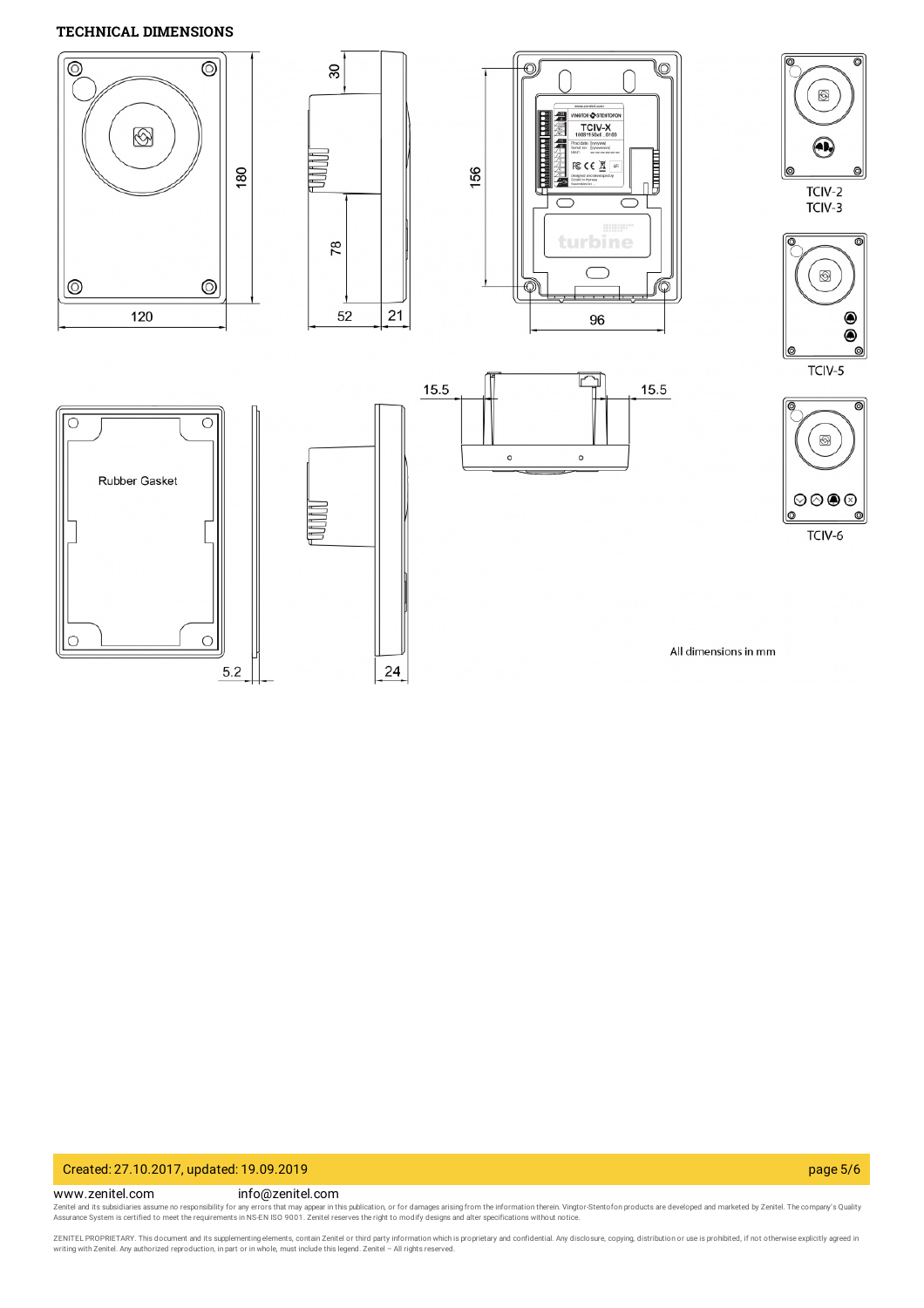**TECHNICAL DIMENSIONS**

All dimensions in mm

www.zenitel.com info@zenitel.com

Zenitel and its subsidiaries assume no responsibility for any errors that may appear in this publication, or for damages arising from the information therein. Vingtor-Stentofon products are developed and marketed by Zenitel. The company's Quality Assurance System is certified to meet the requirements in NS-EN ISO 9001. Zenitel reserves the right to modify designs and alter specifications without notice.

ZENITEL PROPRIETARY. This document and its supplementing elements, contain Zenitel or third party information which is proprietary and confidential. Any disclosure, copying, distribution or use is prohibited, if not otherwise explicitly agreed in writing with Zenitel. Any authorized reproduction, in part or in whole, must include this legend. Zenitel – All rights reserved.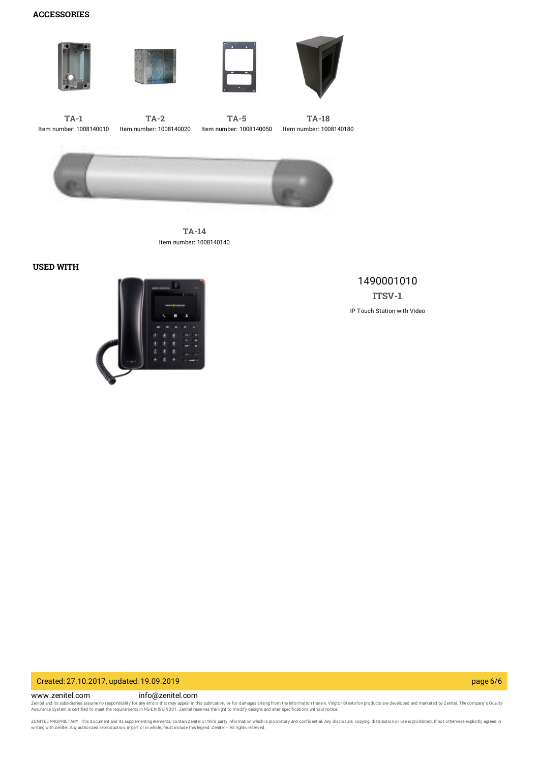## ACCESSORIES

**TA-1**
Item number: 1008140010

**TA-2**
Item number: 1008140020

**TA-5**
Item number: 1008140050

**TA-18**
Item number: 1008140180

**TA-14**
Item number: 1008140140

## USED WITH

1490001010
**ITSV-1**
IP Touch Station with Video

Created: 27.10.2017, updated: 19.09.2019

www.zenitel.com info@zenitel.com

Zenitel and its subsidiaries assume no responsibility for any errors that may appear in this publication, or for damages arising from the information therein. Vingtor-Stentofon products are developed and marketed by Zenitel. The company's Quality Assurance System is certified to meet the requirements in NS-EN ISO 9001. Zenitel reserves the right to modify designs and alter specifications without notice.

ZENITEL PROPRIETARY. This document and its supplementing elements, contain Zenitel or third party information which is proprietary and confidential. Any disclosure, copying, distribution or use is prohibited, if not otherwise explicitly agreed in writing with Zenitel. Any authorized reproduction, in part or in whole, must include this legend. Zenitel – All rights reserved.